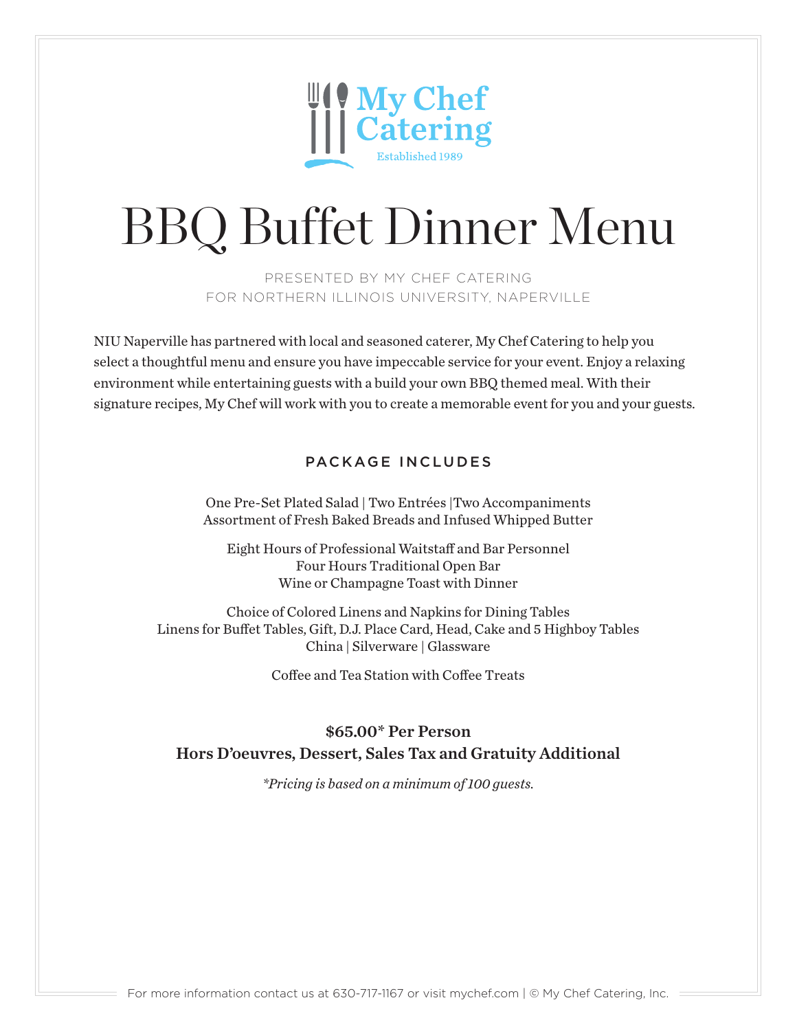My Chef Catering
Established 1989

# BBQ Buffet Dinner Menu

PRESENTED BY MY CHEF CATERING
FOR NORTHERN ILLINOIS UNIVERSITY, NAPERVILLE

NIU Naperville has partnered with local and seasoned caterer, My Chef Catering to help you select a thoughtful menu and ensure you have impeccable service for your event. Enjoy a relaxing environment while entertaining guests with a build your own BBQ themed meal. With their signature recipes, My Chef will work with you to create a memorable event for you and your guests.

## PACKAGE INCLUDES

One Pre-Set Plated Salad | Two Entrées |Two Accompaniments
Assortment of Fresh Baked Breads and Infused Whipped Butter

Eight Hours of Professional Waitstaff and Bar Personnel
Four Hours Traditional Open Bar
Wine or Champagne Toast with Dinner

Choice of Colored Linens and Napkins for Dining Tables
Linens for Buffet Tables, Gift, D.J. Place Card, Head, Cake and 5 Highboy Tables
China | Silverware | Glassware

Coffee and Tea Station with Coffee Treats

**$65.00* Per Person**
**Hors D'oeuvres, Dessert, Sales Tax and Gratuity Additional**

*\*Pricing is based on a minimum of 100 guests.*

For more information contact us at 630-717-1167 or visit mychef.com | © My Chef Catering, Inc.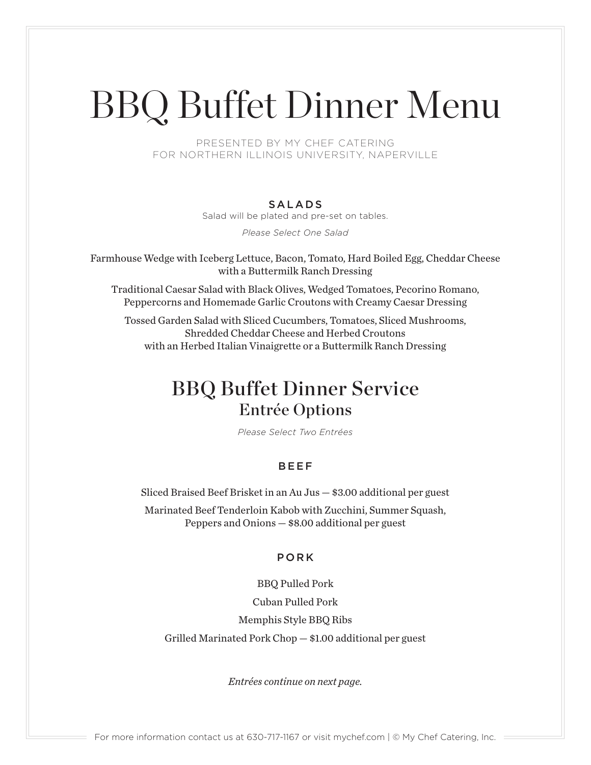# BBQ Buffet Dinner Menu

PRESENTED BY MY CHEF CATERING
FOR NORTHERN ILLINOIS UNIVERSITY, NAPERVILLE

### SALADS

Salad will be plated and pre-set on tables.

*Please Select One Salad*

Farmhouse Wedge with Iceberg Lettuce, Bacon, Tomato, Hard Boiled Egg, Cheddar Cheese with a Buttermilk Ranch Dressing

Traditional Caesar Salad with Black Olives, Wedged Tomatoes, Pecorino Romano, Peppercorns and Homemade Garlic Croutons with Creamy Caesar Dressing

Tossed Garden Salad with Sliced Cucumbers, Tomatoes, Sliced Mushrooms, Shredded Cheddar Cheese and Herbed Croutons with an Herbed Italian Vinaigrette or a Buttermilk Ranch Dressing

## BBQ Buffet Dinner Service

### Entrée Options

*Please Select Two Entrées*

### BEEF

Sliced Braised Beef Brisket in an Au Jus — $3.00 additional per guest

Marinated Beef Tenderloin Kabob with Zucchini, Summer Squash, Peppers and Onions — $8.00 additional per guest

### PORK

BBQ Pulled Pork

Cuban Pulled Pork

Memphis Style BBQ Ribs

Grilled Marinated Pork Chop — $1.00 additional per guest

*Entrées continue on next page.*

For more information contact us at 630-717-1167 or visit mychef.com | © My Chef Catering, Inc.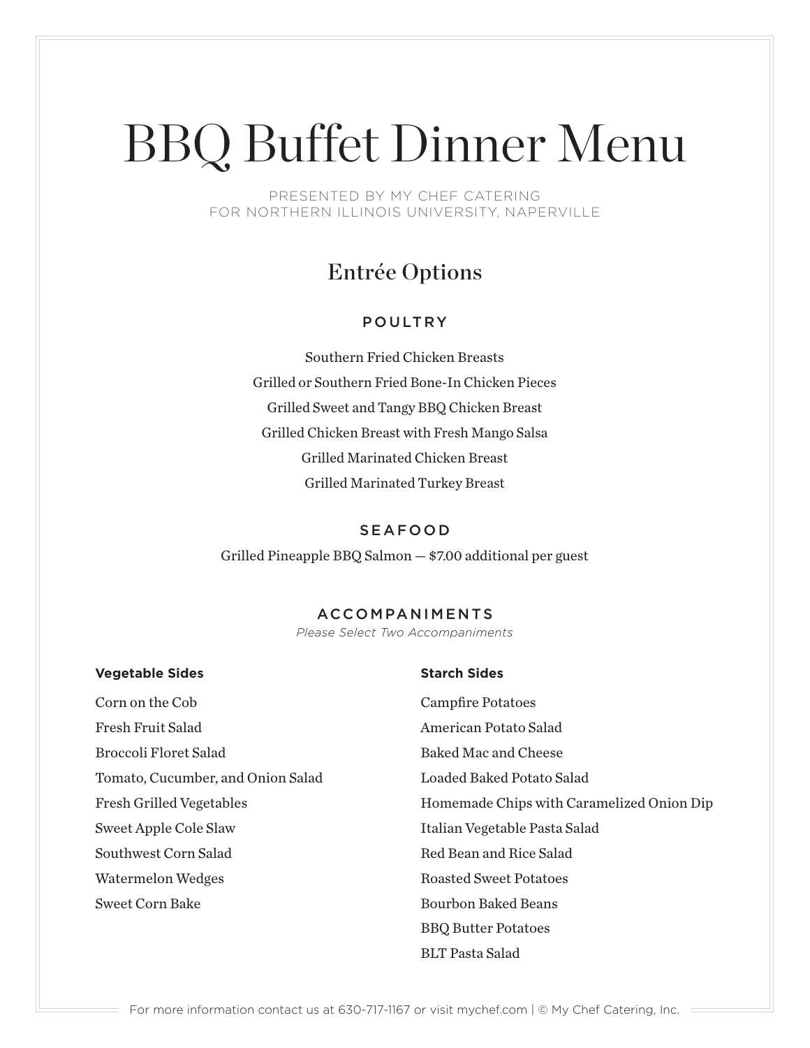# BBQ Buffet Dinner Menu

PRESENTED BY MY CHEF CATERING
FOR NORTHERN ILLINOIS UNIVERSITY, NAPERVILLE

## Entrée Options

### POULTRY

Southern Fried Chicken Breasts

Grilled or Southern Fried Bone-In Chicken Pieces

Grilled Sweet and Tangy BBQ Chicken Breast

Grilled Chicken Breast with Fresh Mango Salsa

Grilled Marinated Chicken Breast

Grilled Marinated Turkey Breast

### SEAFOOD

Grilled Pineapple BBQ Salmon — $7.00 additional per guest

### ACCOMPANIMENTS

*Please Select Two Accompaniments*

**Vegetable Sides**

Corn on the Cob
Fresh Fruit Salad
Broccoli Floret Salad
Tomato, Cucumber, and Onion Salad
Fresh Grilled Vegetables
Sweet Apple Cole Slaw
Southwest Corn Salad
Watermelon Wedges
Sweet Corn Bake

**Starch Sides**

Campfire Potatoes
American Potato Salad
Baked Mac and Cheese
Loaded Baked Potato Salad
Homemade Chips with Caramelized Onion Dip
Italian Vegetable Pasta Salad
Red Bean and Rice Salad
Roasted Sweet Potatoes
Bourbon Baked Beans
BBQ Butter Potatoes
BLT Pasta Salad

For more information contact us at 630-717-1167 or visit mychef.com | © My Chef Catering, Inc.